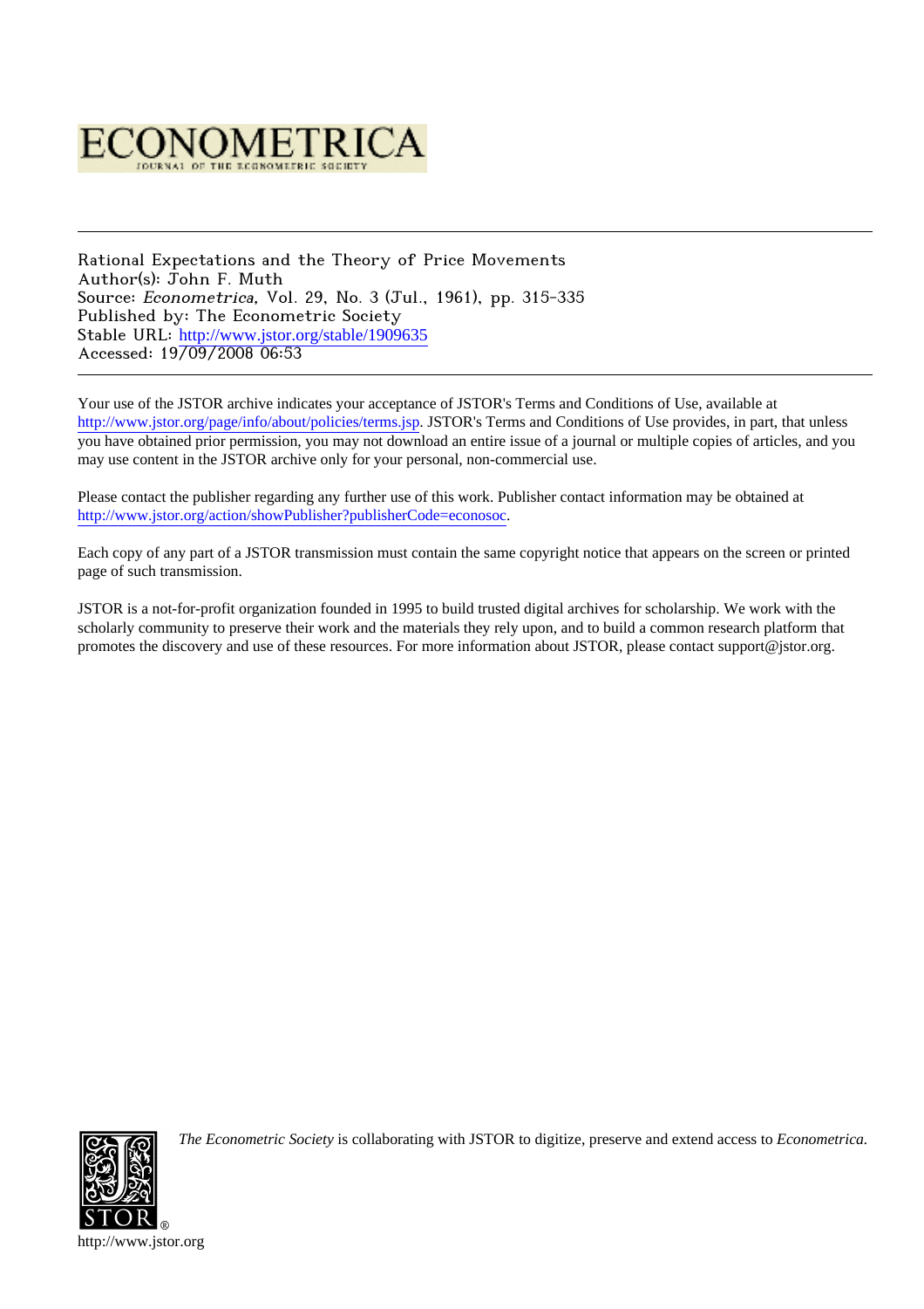# ECONOMETRICA

JOURNAL OF THE ECONOMETRIC SOCIETY

---

Rational Expectations and the Theory of Price Movements
Author(s): John F. Muth
Source: *Econometrica*, Vol. 29, No. 3 (Jul., 1961), pp. 315-335
Published by: The Econometric Society
Stable URL: http://www.jstor.org/stable/1909635
Accessed: 19/09/2008 06:53

---

Your use of the JSTOR archive indicates your acceptance of JSTOR's Terms and Conditions of Use, available at http://www.jstor.org/page/info/about/policies/terms.jsp. JSTOR's Terms and Conditions of Use provides, in part, that unless you have obtained prior permission, you may not download an entire issue of a journal or multiple copies of articles, and you may use content in the JSTOR archive only for your personal, non-commercial use.

Please contact the publisher regarding any further use of this work. Publisher contact information may be obtained at http://www.jstor.org/action/showPublisher?publisherCode=econosoc.

Each copy of any part of a JSTOR transmission must contain the same copyright notice that appears on the screen or printed page of such transmission.

JSTOR is a not-for-profit organization founded in 1995 to build trusted digital archives for scholarship. We work with the scholarly community to preserve their work and the materials they rely upon, and to build a common research platform that promotes the discovery and use of these resources. For more information about JSTOR, please contact support@jstor.org.

*The Econometric Society* is collaborating with JSTOR to digitize, preserve and extend access to *Econometrica.*

http://www.jstor.org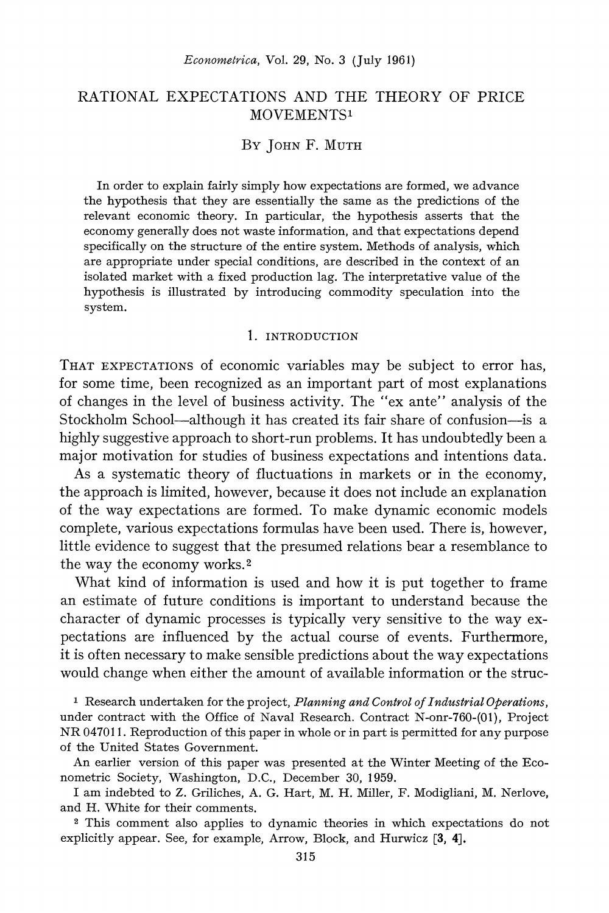# RATIONAL EXPECTATIONS AND THE THEORY OF PRICE MOVEMENTS[1]

BY JOHN F. MUTH

In order to explain fairly simply how expectations are formed, we advance the hypothesis that they are essentially the same as the predictions of the relevant economic theory. In particular, the hypothesis asserts that the economy generally does not waste information, and that expectations depend specifically on the structure of the entire system. Methods of analysis, which are appropriate under special conditions, are described in the context of an isolated market with a fixed production lag. The interpretative value of the hypothesis is illustrated by introducing commodity speculation into the system.

## 1. INTRODUCTION

THAT EXPECTATIONS of economic variables may be subject to error has, for some time, been recognized as an important part of most explanations of changes in the level of business activity. The "ex ante" analysis of the Stockholm School—although it has created its fair share of confusion—is a highly suggestive approach to short-run problems. It has undoubtedly been a major motivation for studies of business expectations and intentions data.

As a systematic theory of fluctuations in markets or in the economy, the approach is limited, however, because it does not include an explanation of the way expectations are formed. To make dynamic economic models complete, various expectations formulas have been used. There is, however, little evidence to suggest that the presumed relations bear a resemblance to the way the economy works.[2]

What kind of information is used and how it is put together to frame an estimate of future conditions is important to understand because the character of dynamic processes is typically very sensitive to the way expectations are influenced by the actual course of events. Furthermore, it is often necessary to make sensible predictions about the way expectations would change when either the amount of available information or the struc-

[1] Research undertaken for the project, *Planning and Control of Industrial Operations*, under contract with the Office of Naval Research. Contract N-onr-760-(01), Project NR 047011. Reproduction of this paper in whole or in part is permitted for any purpose of the United States Government.

An earlier version of this paper was presented at the Winter Meeting of the Econometric Society, Washington, D.C., December 30, 1959.

I am indebted to Z. Griliches, A. G. Hart, M. H. Miller, F. Modigliani, M. Nerlove, and H. White for their comments.

[2] This comment also applies to dynamic theories in which expectations do not explicitly appear. See, for example, Arrow, Block, and Hurwicz [**3, 4**].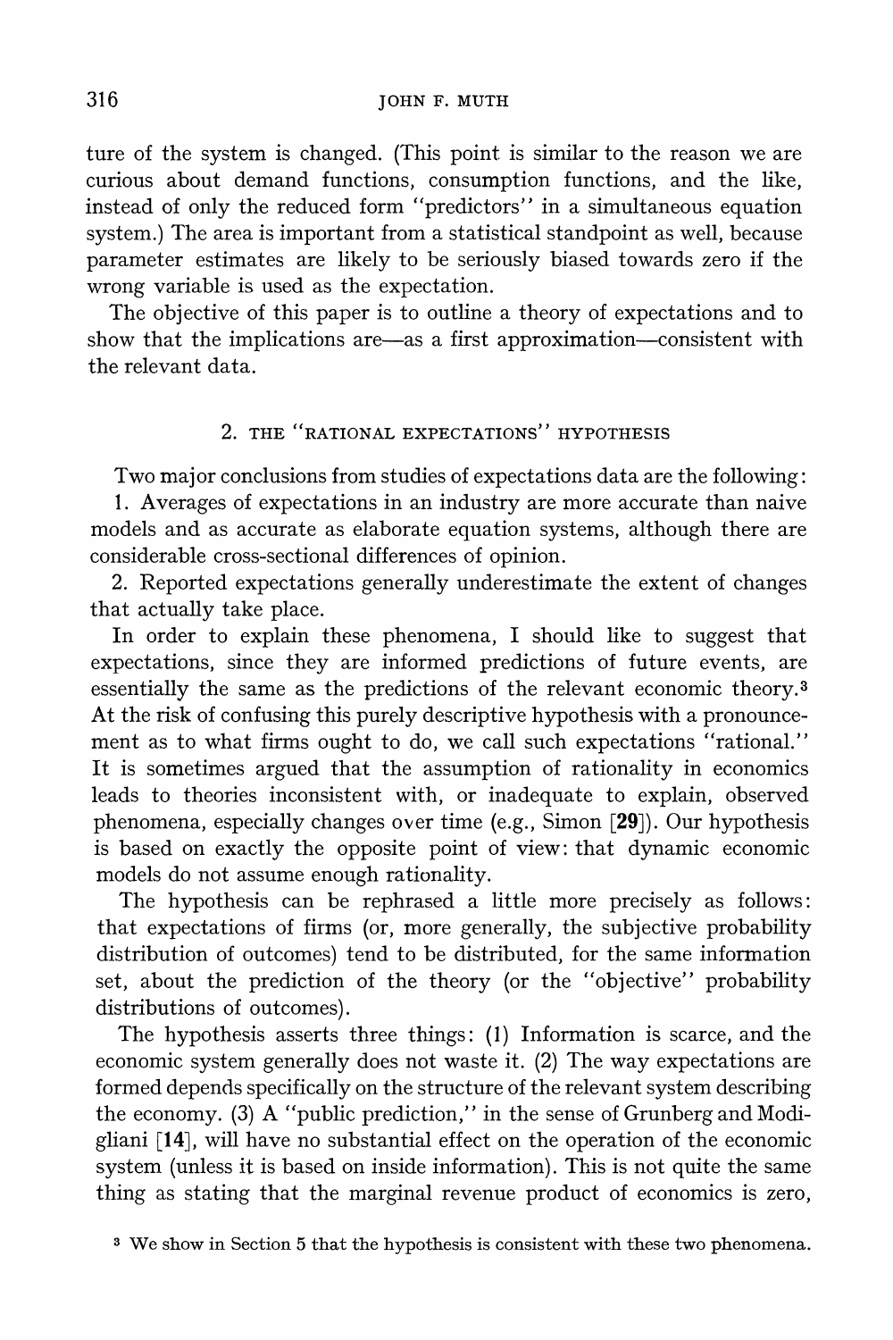ture of the system is changed. (This point is similar to the reason we are curious about demand functions, consumption functions, and the like, instead of only the reduced form "predictors" in a simultaneous equation system.) The area is important from a statistical standpoint as well, because parameter estimates are likely to be seriously biased towards zero if the wrong variable is used as the expectation.

The objective of this paper is to outline a theory of expectations and to show that the implications are—as a first approximation—consistent with the relevant data.

## 2. THE "RATIONAL EXPECTATIONS" HYPOTHESIS

Two major conclusions from studies of expectations data are the following:

1. Averages of expectations in an industry are more accurate than naive models and as accurate as elaborate equation systems, although there are considerable cross-sectional differences of opinion.

2. Reported expectations generally underestimate the extent of changes that actually take place.

In order to explain these phenomena, I should like to suggest that expectations, since they are informed predictions of future events, are essentially the same as the predictions of the relevant economic theory.[3] At the risk of confusing this purely descriptive hypothesis with a pronouncement as to what firms ought to do, we call such expectations "rational." It is sometimes argued that the assumption of rationality in economics leads to theories inconsistent with, or inadequate to explain, observed phenomena, especially changes over time (e.g., Simon [**29**]). Our hypothesis is based on exactly the opposite point of view: that dynamic economic models do not assume enough rationality.

The hypothesis can be rephrased a little more precisely as follows: that expectations of firms (or, more generally, the subjective probability distribution of outcomes) tend to be distributed, for the same information set, about the prediction of the theory (or the "objective" probability distributions of outcomes).

The hypothesis asserts three things: (1) Information is scarce, and the economic system generally does not waste it. (2) The way expectations are formed depends specifically on the structure of the relevant system describing the economy. (3) A "public prediction," in the sense of Grunberg and Modigliani [**14**], will have no substantial effect on the operation of the economic system (unless it is based on inside information). This is not quite the same thing as stating that the marginal revenue product of economics is zero,

[3] We show in Section 5 that the hypothesis is consistent with these two phenomena.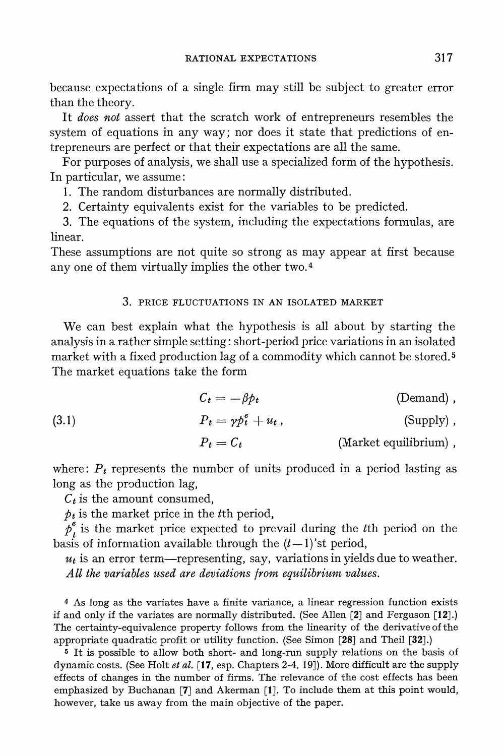because expectations of a single firm may still be subject to greater error than the theory.

It *does not* assert that the scratch work of entrepreneurs resembles the system of equations in any way; nor does it state that predictions of entrepreneurs are perfect or that their expectations are all the same.

For purposes of analysis, we shall use a specialized form of the hypothesis. In particular, we assume:

1. The random disturbances are normally distributed.
2. Certainty equivalents exist for the variables to be predicted.
3. The equations of the system, including the expectations formulas, are linear.

These assumptions are not quite so strong as may appear at first because any one of them virtually implies the other two.[4]

## 3. PRICE FLUCTUATIONS IN AN ISOLATED MARKET

We can best explain what the hypothesis is all about by starting the analysis in a rather simple setting: short-period price variations in an isolated market with a fixed production lag of a commodity which cannot be stored.[5] The market equations take the form

$$
\begin{aligned}
C_t &= -\beta p_t & &\text{(Demand)},\\
P_t &= \gamma p_t^e + u_t, & &\text{(Supply)},\\
P_t &= C_t & &\text{(Market equilibrium)},
\end{aligned}
\tag{3.1}
$$

where: $P_t$ represents the number of units produced in a period lasting as long as the production lag,

$C_t$ is the amount consumed,

$p_t$ is the market price in the $t$th period,

$p_t^e$ is the market price expected to prevail during the $t$th period on the basis of information available through the $(t-1)$'st period,

$u_t$ is an error term—representing, say, variations in yields due to weather.

*All the variables used are deviations from equilibrium values.*

[4] As long as the variates have a finite variance, a linear regression function exists if and only if the variates are normally distributed. (See Allen [**2**] and Ferguson [**12**].) The certainty-equivalence property follows from the linearity of the derivative of the appropriate quadratic profit or utility function. (See Simon [**28**] and Theil [**32**].)

[5] It is possible to allow both short- and long-run supply relations on the basis of dynamic costs. (See Holt *et al.* [**17**, esp. Chapters 2-4, 19]). More difficult are the supply effects of changes in the number of firms. The relevance of the cost effects has been emphasized by Buchanan [**7**] and Akerman [**1**]. To include them at this point would, however, take us away from the main objective of the paper.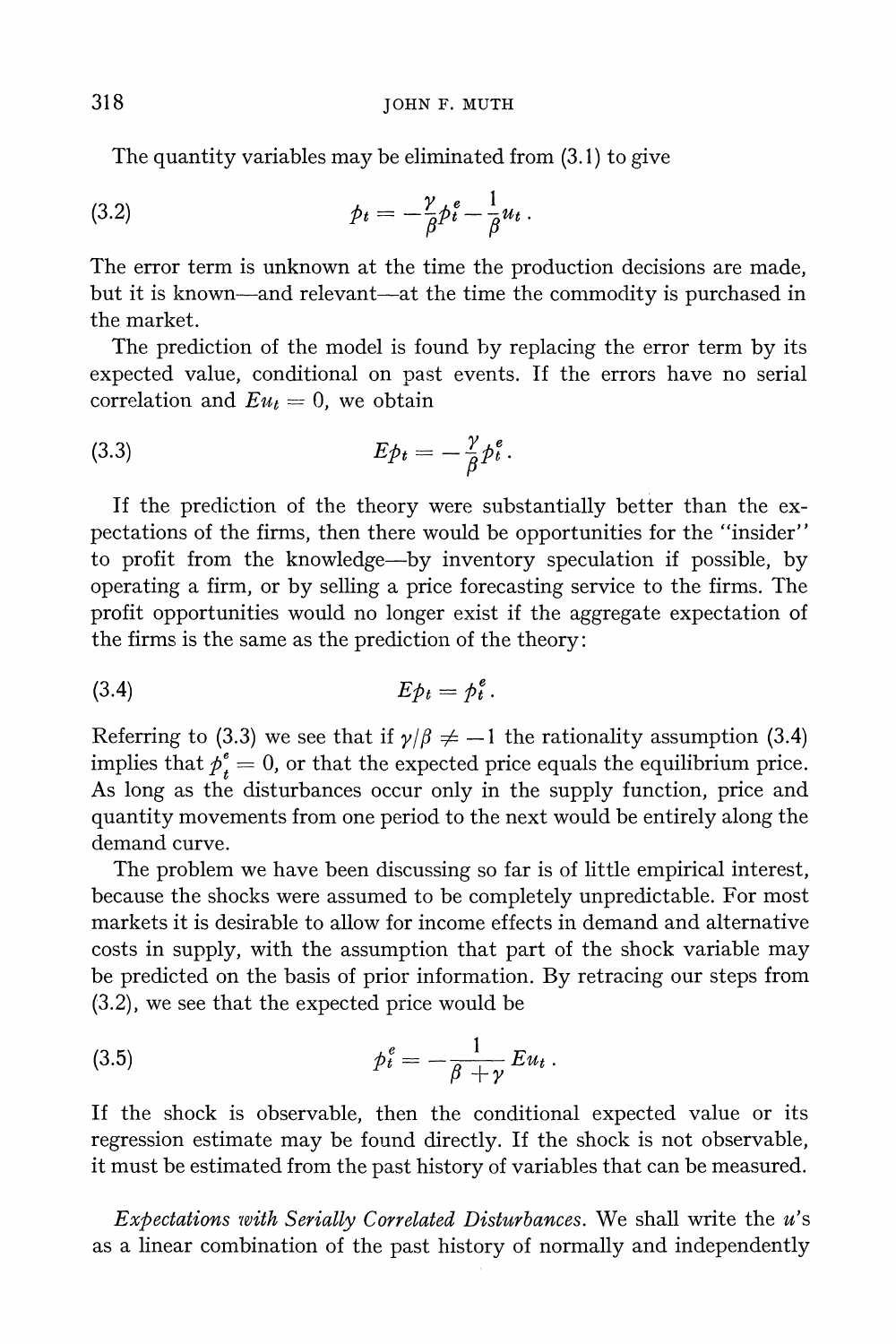The quantity variables may be eliminated from (3.1) to give

$$p_t = -\frac{\gamma}{\beta} p_t^e - \frac{1}{\beta} u_t . \tag{3.2}$$

The error term is unknown at the time the production decisions are made, but it is known—and relevant—at the time the commodity is purchased in the market.

The prediction of the model is found by replacing the error term by its expected value, conditional on past events. If the errors have no serial correlation and $Eu_t = 0$, we obtain

$$Ep_t = -\frac{\gamma}{\beta} p_t^e . \tag{3.3}$$

If the prediction of the theory were substantially better than the expectations of the firms, then there would be opportunities for the "insider" to profit from the knowledge—by inventory speculation if possible, by operating a firm, or by selling a price forecasting service to the firms. The profit opportunities would no longer exist if the aggregate expectation of the firms is the same as the prediction of the theory:

$$Ep_t = p_t^e . \tag{3.4}$$

Referring to (3.3) we see that if $\gamma/\beta \neq -1$ the rationality assumption (3.4) implies that $p_t^e = 0$, or that the expected price equals the equilibrium price. As long as the disturbances occur only in the supply function, price and quantity movements from one period to the next would be entirely along the demand curve.

The problem we have been discussing so far is of little empirical interest, because the shocks were assumed to be completely unpredictable. For most markets it is desirable to allow for income effects in demand and alternative costs in supply, with the assumption that part of the shock variable may be predicted on the basis of prior information. By retracing our steps from (3.2), we see that the expected price would be

$$p_t^e = -\frac{1}{\beta + \gamma} Eu_t . \tag{3.5}$$

If the shock is observable, then the conditional expected value or its regression estimate may be found directly. If the shock is not observable, it must be estimated from the past history of variables that can be measured.

*Expectations with Serially Correlated Disturbances.* We shall write the $u$'s as a linear combination of the past history of normally and independently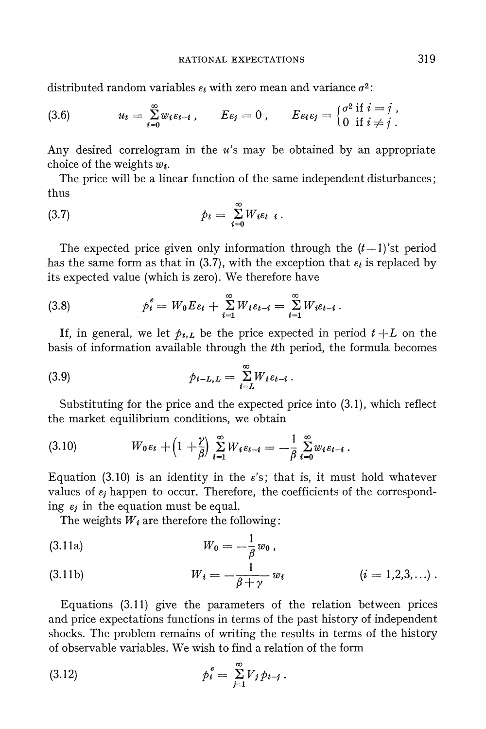distributed random variables $\varepsilon_t$ with zero mean and variance $\sigma^2$:

$$u_t = \sum_{i=0}^{\infty} w_i \varepsilon_{t-i}\,, \qquad E\varepsilon_j = 0\,, \qquad E\varepsilon_i \varepsilon_j = \begin{cases} \sigma^2 \text{ if } i = j\,, \\ 0 \text{ if } i \neq j\,. \end{cases} \tag{3.6}$$

Any desired correlogram in the $u$'s may be obtained by an appropriate choice of the weights $w_i$.

The price will be a linear function of the same independent disturbances; thus

$$p_t = \sum_{i=0}^{\infty} W_i \varepsilon_{t-i}\,. \tag{3.7}$$

The expected price given only information through the $(t-1)$'st period has the same form as that in (3.7), with the exception that $\varepsilon_t$ is replaced by its expected value (which is zero). We therefore have

$$p_t^e = W_0 E\varepsilon_t + \sum_{i=1}^{\infty} W_i \varepsilon_{t-i} = \sum_{i=1}^{\infty} W_i \varepsilon_{t-i}\,. \tag{3.8}$$

If, in general, we let $p_{t,L}$ be the price expected in period $t+L$ on the basis of information available through the $t$th period, the formula becomes

$$p_{t-L,L} = \sum_{i=L}^{\infty} W_i \varepsilon_{t-i}\,. \tag{3.9}$$

Substituting for the price and the expected price into (3.1), which reflect the market equilibrium conditions, we obtain

$$W_0 \varepsilon_t + \left(1 + \frac{\gamma}{\beta}\right) \sum_{i=1}^{\infty} W_i \varepsilon_{t-i} = -\frac{1}{\beta} \sum_{i=0}^{\infty} w_i \varepsilon_{t-i}\,. \tag{3.10}$$

Equation (3.10) is an identity in the $\varepsilon$'s; that is, it must hold whatever values of $\varepsilon_j$ happen to occur. Therefore, the coefficients of the corresponding $\varepsilon_j$ in the equation must be equal.

The weights $W_i$ are therefore the following:

$$W_0 = -\frac{1}{\beta} w_0\,, \tag{3.11a}$$

$$W_i = -\frac{1}{\beta + \gamma} w_i \qquad (i = 1,2,3,\ldots)\,. \tag{3.11b}$$

Equations (3.11) give the parameters of the relation between prices and price expectations functions in terms of the past history of independent shocks. The problem remains of writing the results in terms of the history of observable variables. We wish to find a relation of the form

$$p_t^e = \sum_{j=1}^{\infty} V_j p_{t-j}\,. \tag{3.12}$$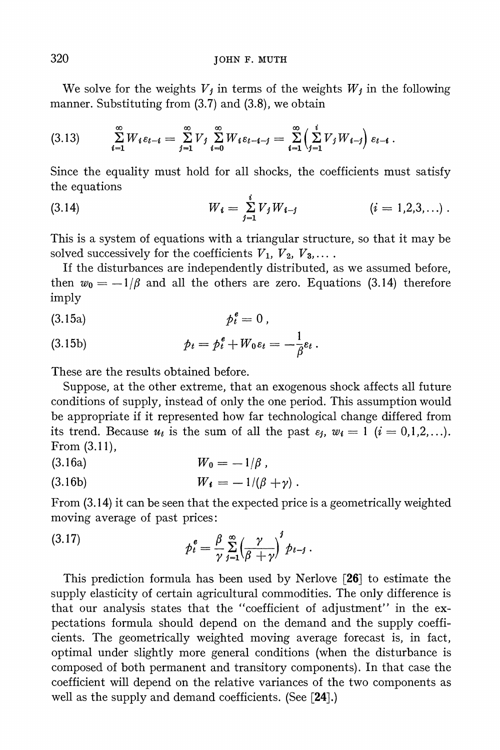We solve for the weights $V_j$ in terms of the weights $W_j$ in the following manner. Substituting from (3.7) and (3.8), we obtain

$$\sum_{i=1}^{\infty} W_i \varepsilon_{t-i} = \sum_{j=1}^{\infty} V_j \sum_{i=0}^{\infty} W_i \varepsilon_{t-i-j} = \sum_{i=1}^{\infty} \left( \sum_{j=1}^{i} V_j W_{i-j} \right) \varepsilon_{t-i} . \tag{3.13}$$

Since the equality must hold for all shocks, the coefficients must satisfy the equations

$$W_i = \sum_{j=1}^{i} V_j W_{i-j} \qquad (i = 1,2,3,\ldots) . \tag{3.14}$$

This is a system of equations with a triangular structure, so that it may be solved successively for the coefficients $V_1, V_2, V_3, \ldots$ .

If the disturbances are independently distributed, as we assumed before, then $w_0 = -1/\beta$ and all the others are zero. Equations (3.14) therefore imply

$$p_t^e = 0 , \tag{3.15a}$$

$$p_t = p_t^e + W_0 \varepsilon_t = -\frac{1}{\beta} \varepsilon_t . \tag{3.15b}$$

These are the results obtained before.

Suppose, at the other extreme, that an exogenous shock affects all future conditions of supply, instead of only the one period. This assumption would be appropriate if it represented how far technological change differed from its trend. Because $u_t$ is the sum of all the past $\varepsilon_j$, $w_i = 1$ $(i = 0,1,2,\ldots)$. From (3.11),

$$W_0 = -1/\beta , \tag{3.16a}$$

$$W_i = -1/(\beta + \gamma) . \tag{3.16b}$$

From (3.14) it can be seen that the expected price is a geometrically weighted moving average of past prices:

$$p_t^e = \frac{\beta}{\gamma} \sum_{j=1}^{\infty} \left( \frac{\gamma}{\beta + \gamma} \right)^j p_{t-j} . \tag{3.17}$$

This prediction formula has been used by Nerlove [**26**] to estimate the supply elasticity of certain agricultural commodities. The only difference is that our analysis states that the "coefficient of adjustment" in the expectations formula should depend on the demand and the supply coefficients. The geometrically weighted moving average forecast is, in fact, optimal under slightly more general conditions (when the disturbance is composed of both permanent and transitory components). In that case the coefficient will depend on the relative variances of the two components as well as the supply and demand coefficients. (See [**24**].)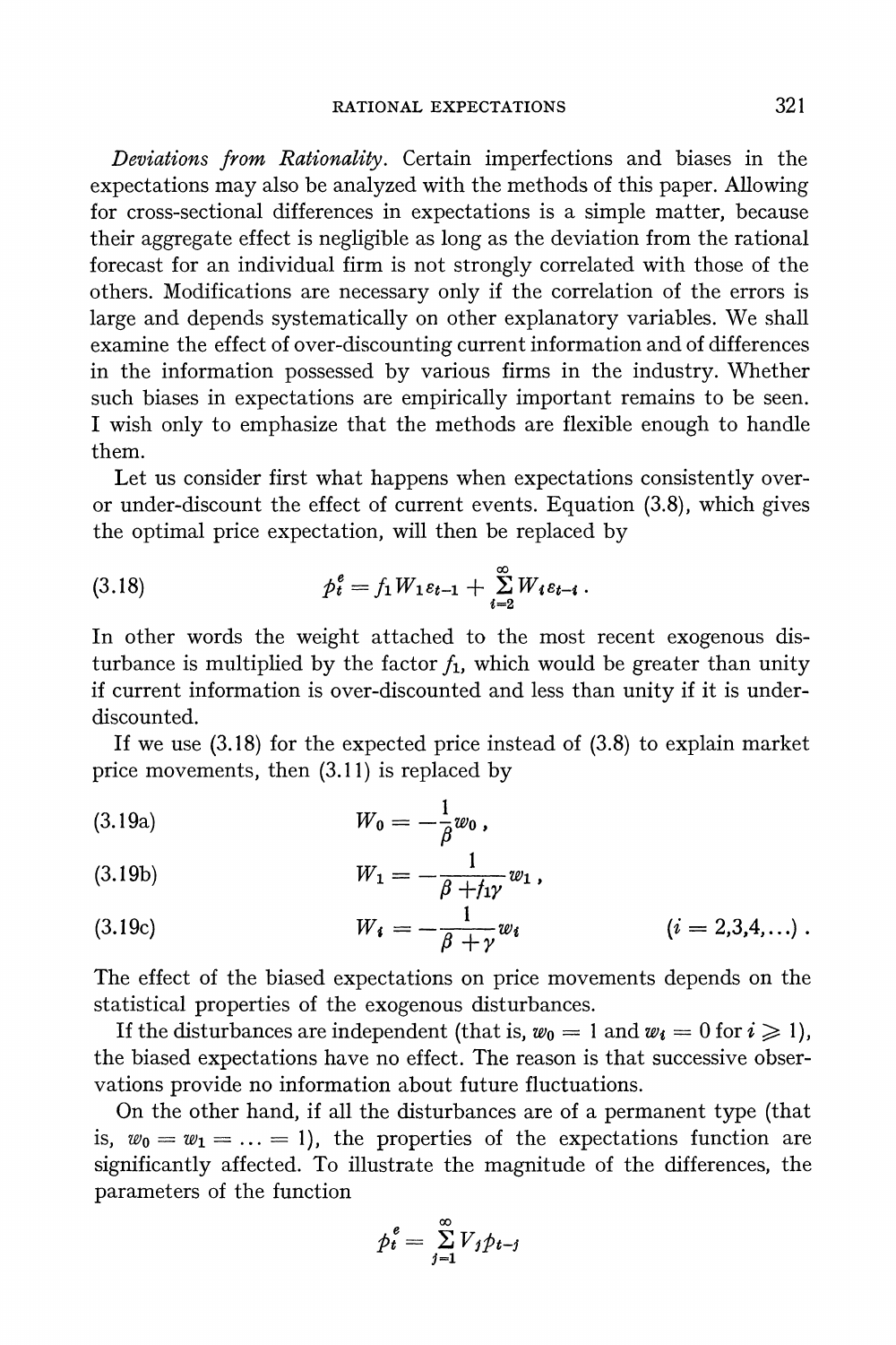*Deviations from Rationality.* Certain imperfections and biases in the expectations may also be analyzed with the methods of this paper. Allowing for cross-sectional differences in expectations is a simple matter, because their aggregate effect is negligible as long as the deviation from the rational forecast for an individual firm is not strongly correlated with those of the others. Modifications are necessary only if the correlation of the errors is large and depends systematically on other explanatory variables. We shall examine the effect of over-discounting current information and of differences in the information possessed by various firms in the industry. Whether such biases in expectations are empirically important remains to be seen. I wish only to emphasize that the methods are flexible enough to handle them.

Let us consider first what happens when expectations consistently over- or under-discount the effect of current events. Equation (3.8), which gives the optimal price expectation, will then be replaced by

$$p_t^e = f_1 W_1 \varepsilon_{t-1} + \sum_{i=2}^{\infty} W_i \varepsilon_{t-i} . \tag{3.18}$$

In other words the weight attached to the most recent exogenous disturbance is multiplied by the factor $f_1$, which would be greater than unity if current information is over-discounted and less than unity if it is under-discounted.

If we use (3.18) for the expected price instead of (3.8) to explain market price movements, then (3.11) is replaced by

$$W_0 = -\frac{1}{\beta} w_0 , \tag{3.19a}$$

$$W_1 = -\frac{1}{\beta + f_1 \gamma} w_1 , \tag{3.19b}$$

$$W_i = -\frac{1}{\beta + \gamma} w_i \qquad (i = 2,3,4,\ldots) . \tag{3.19c}$$

The effect of the biased expectations on price movements depends on the statistical properties of the exogenous disturbances.

If the disturbances are independent (that is, $w_0 = 1$ and $w_i = 0$ for $i \geqslant 1$), the biased expectations have no effect. The reason is that successive observations provide no information about future fluctuations.

On the other hand, if all the disturbances are of a permanent type (that is, $w_0 = w_1 = \ldots = 1$), the properties of the expectations function are significantly affected. To illustrate the magnitude of the differences, the parameters of the function

$$p_t^e = \sum_{j=1}^{\infty} V_j p_{t-j}$$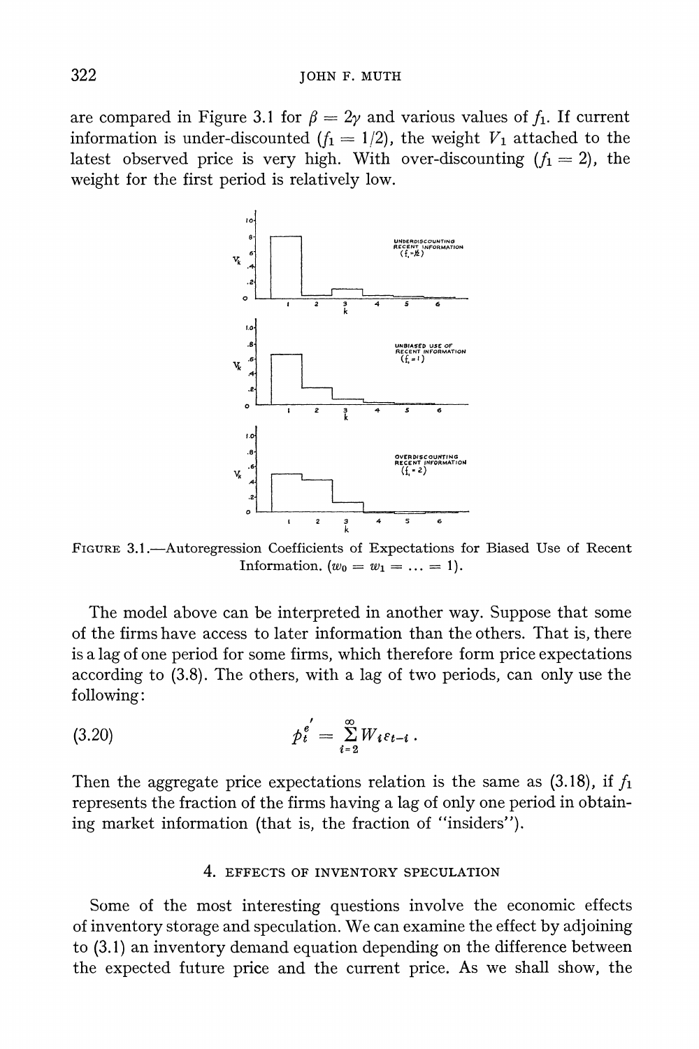are compared in Figure 3.1 for $\beta = 2\gamma$ and various values of $f_1$. If current information is under-discounted ($f_1 = 1/2$), the weight $V_1$ attached to the latest observed price is very high. With over-discounting ($f_1 = 2$), the weight for the first period is relatively low.

UNDERDISCOUNTING RECENT INFORMATION ($f_1 = ½$)

UNBIASED USE OF RECENT INFORMATION ($f_1 = 1$)

OVERDISCOUNTING RECENT INFORMATION ($f_1 = 2$)

$V_k$

$k$

FIGURE 3.1.—Autoregression Coefficients of Expectations for Biased Use of Recent Information. ($w_0 = w_1 = \ldots = 1$).

The model above can be interpreted in another way. Suppose that some of the firms have access to later information than the others. That is, there is a lag of one period for some firms, which therefore form price expectations according to (3.8). The others, with a lag of two periods, can only use the following:

$$p_t^{e'} = \sum_{i=2}^{\infty} W_i \varepsilon_{t-i} . \tag{3.20}$$

Then the aggregate price expectations relation is the same as (3.18), if $f_1$ represents the fraction of the firms having a lag of only one period in obtaining market information (that is, the fraction of "insiders").

## 4. EFFECTS OF INVENTORY SPECULATION

Some of the most interesting questions involve the economic effects of inventory storage and speculation. We can examine the effect by adjoining to (3.1) an inventory demand equation depending on the difference between the expected future price and the current price. As we shall show, the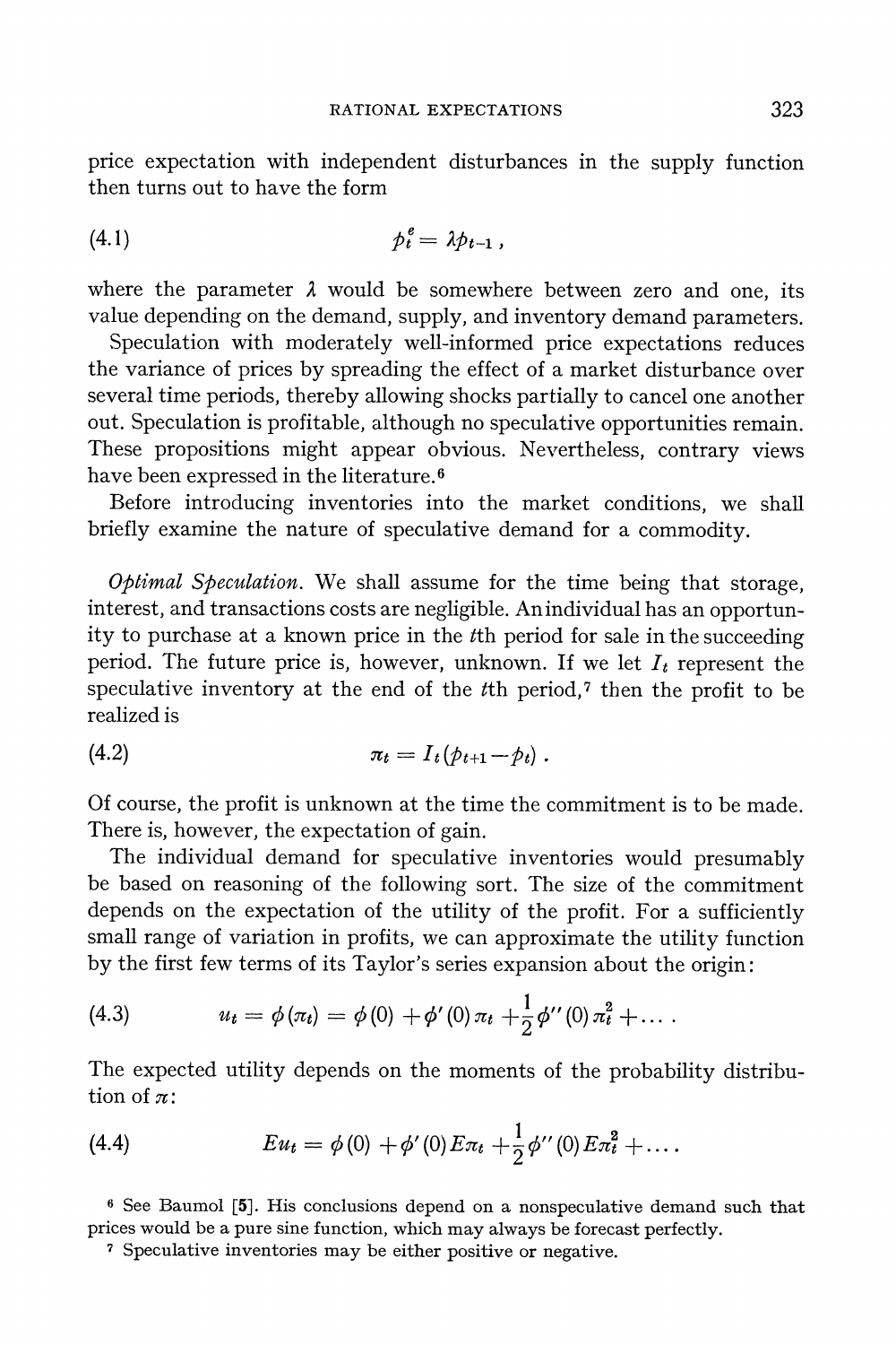price expectation with independent disturbances in the supply function then turns out to have the form

$$p_t^e = \lambda p_{t-1}, \tag{4.1}$$

where the parameter $\lambda$ would be somewhere between zero and one, its value depending on the demand, supply, and inventory demand parameters.

Speculation with moderately well-informed price expectations reduces the variance of prices by spreading the effect of a market disturbance over several time periods, thereby allowing shocks partially to cancel one another out. Speculation is profitable, although no speculative opportunities remain. These propositions might appear obvious. Nevertheless, contrary views have been expressed in the literature.[6]

Before introducing inventories into the market conditions, we shall briefly examine the nature of speculative demand for a commodity.

*Optimal Speculation.* We shall assume for the time being that storage, interest, and transactions costs are negligible. An individual has an opportunity to purchase at a known price in the $t$th period for sale in the succeeding period. The future price is, however, unknown. If we let $I_t$ represent the speculative inventory at the end of the $t$th period,[7] then the profit to be realized is

$$\pi_t = I_t(p_{t+1} - p_t). \tag{4.2}$$

Of course, the profit is unknown at the time the commitment is to be made. There is, however, the expectation of gain.

The individual demand for speculative inventories would presumably be based on reasoning of the following sort. The size of the commitment depends on the expectation of the utility of the profit. For a sufficiently small range of variation in profits, we can approximate the utility function by the first few terms of its Taylor's series expansion about the origin:

$$u_t = \phi(\pi_t) = \phi(0) + \phi'(0)\pi_t + \frac{1}{2}\phi''(0)\pi_t^2 + \dots. \tag{4.3}$$

The expected utility depends on the moments of the probability distribution of $\pi$:

$$Eu_t = \phi(0) + \phi'(0)E\pi_t + \frac{1}{2}\phi''(0)E\pi_t^2 + \dots. \tag{4.4}$$

[6] See Baumol [5]. His conclusions depend on a nonspeculative demand such that prices would be a pure sine function, which may always be forecast perfectly.

[7] Speculative inventories may be either positive or negative.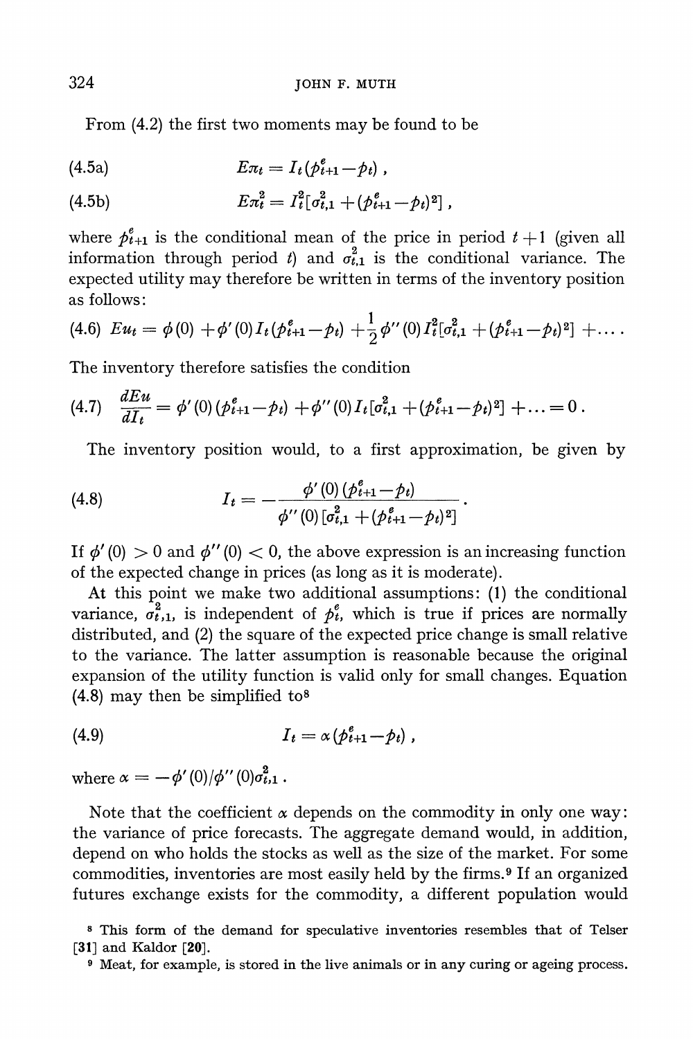From (4.2) the first two moments may be found to be

$$E\pi_t = I_t(p^e_{t+1} - p_t)\,, \tag{4.5a}$$

$$E\pi^2_t = I^2_t[\sigma^2_{t,1} + (p^e_{t+1} - p_t)^2]\,, \tag{4.5b}$$

where $p^e_{t+1}$ is the conditional mean of the price in period $t+1$ (given all information through period $t$) and $\sigma^2_{t,1}$ is the conditional variance. The expected utility may therefore be written in terms of the inventory position as follows:

$$Eu_t = \phi(0) + \phi'(0) I_t (p^e_{t+1} - p_t) + \frac{1}{2}\phi''(0) I^2_t [\sigma^2_{t,1} + (p^e_{t+1} - p_t)^2] + \ldots. \tag{4.6}$$

The inventory therefore satisfies the condition

$$\frac{dEu}{dI_t} = \phi'(0)(p^e_{t+1} - p_t) + \phi''(0) I_t [\sigma^2_{t,1} + (p^e_{t+1} - p_t)^2] + \ldots = 0\,. \tag{4.7}$$

The inventory position would, to a first approximation, be given by

$$I_t = -\frac{\phi'(0)(p^e_{t+1} - p_t)}{\phi''(0)[\sigma^2_{t,1} + (p^e_{t+1} - p_t)^2]}\,. \tag{4.8}$$

If $\phi'(0) > 0$ and $\phi''(0) < 0$, the above expression is an increasing function of the expected change in prices (as long as it is moderate).

At this point we make two additional assumptions: (1) the conditional variance, $\sigma^2_{t,1}$, is independent of $p^e_t$, which is true if prices are normally distributed, and (2) the square of the expected price change is small relative to the variance. The latter assumption is reasonable because the original expansion of the utility function is valid only for small changes. Equation (4.8) may then be simplified to[8]

$$I_t = \alpha(p^e_{t+1} - p_t)\,, \tag{4.9}$$

where $\alpha = -\phi'(0)/\phi''(0)\sigma^2_{t,1}$.

Note that the coefficient $\alpha$ depends on the commodity in only one way: the variance of price forecasts. The aggregate demand would, in addition, depend on who holds the stocks as well as the size of the market. For some commodities, inventories are most easily held by the firms.[9] If an organized futures exchange exists for the commodity, a different population would

[8] This form of the demand for speculative inventories resembles that of Telser [31] and Kaldor [20].

[9] Meat, for example, is stored in the live animals or in any curing or ageing process.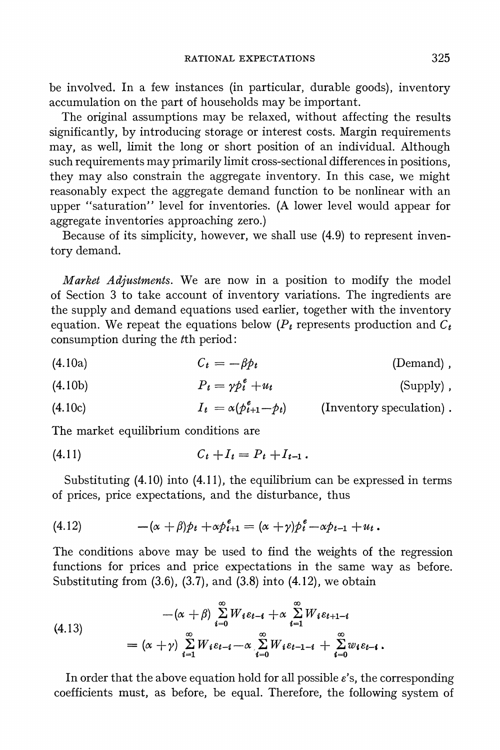be involved. In a few instances (in particular, durable goods), inventory accumulation on the part of households may be important.

The original assumptions may be relaxed, without affecting the results significantly, by introducing storage or interest costs. Margin requirements may, as well, limit the long or short position of an individual. Although such requirements may primarily limit cross-sectional differences in positions, they may also constrain the aggregate inventory. In this case, we might reasonably expect the aggregate demand function to be nonlinear with an upper "saturation" level for inventories. (A lower level would appear for aggregate inventories approaching zero.)

Because of its simplicity, however, we shall use (4.9) to represent inventory demand.

*Market Adjustments.* We are now in a position to modify the model of Section 3 to take account of inventory variations. The ingredients are the supply and demand equations used earlier, together with the inventory equation. We repeat the equations below ($P_t$ represents production and $C_t$ consumption during the $t$th period:

$$C_t = -\beta p_t \qquad \text{(Demand)}, \tag{4.10a}$$

$$P_t = \gamma p_t^e + u_t \qquad \text{(Supply)}, \tag{4.10b}$$

$$I_t = \alpha(p_{t+1}^e - p_t) \qquad \text{(Inventory speculation)}. \tag{4.10c}$$

The market equilibrium conditions are

$$C_t + I_t = P_t + I_{t-1}. \tag{4.11}$$

Substituting (4.10) into (4.11), the equilibrium can be expressed in terms of prices, price expectations, and the disturbance, thus

$$-(\alpha + \beta)p_t + \alpha p_{t+1}^e = (\alpha + \gamma)p_t^e - \alpha p_{t-1} + u_t. \tag{4.12}$$

The conditions above may be used to find the weights of the regression functions for prices and price expectations in the same way as before. Substituting from (3.6), (3.7), and (3.8) into (4.12), we obtain

$$\begin{aligned} -(\alpha + \beta) \sum_{i=0}^{\infty} W_i \varepsilon_{t-i} + \alpha \sum_{i=1}^{\infty} W_i \varepsilon_{t+1-i} \\ = (\alpha + \gamma) \sum_{i=1}^{\infty} W_i \varepsilon_{t-i} - \alpha \sum_{i=0}^{\infty} W_i \varepsilon_{t-1-i} + \sum_{i=0}^{\infty} w_i \varepsilon_{t-i}. \end{aligned} \tag{4.13}$$

In order that the above equation hold for all possible $\varepsilon$'s, the corresponding coefficients must, as before, be equal. Therefore, the following system of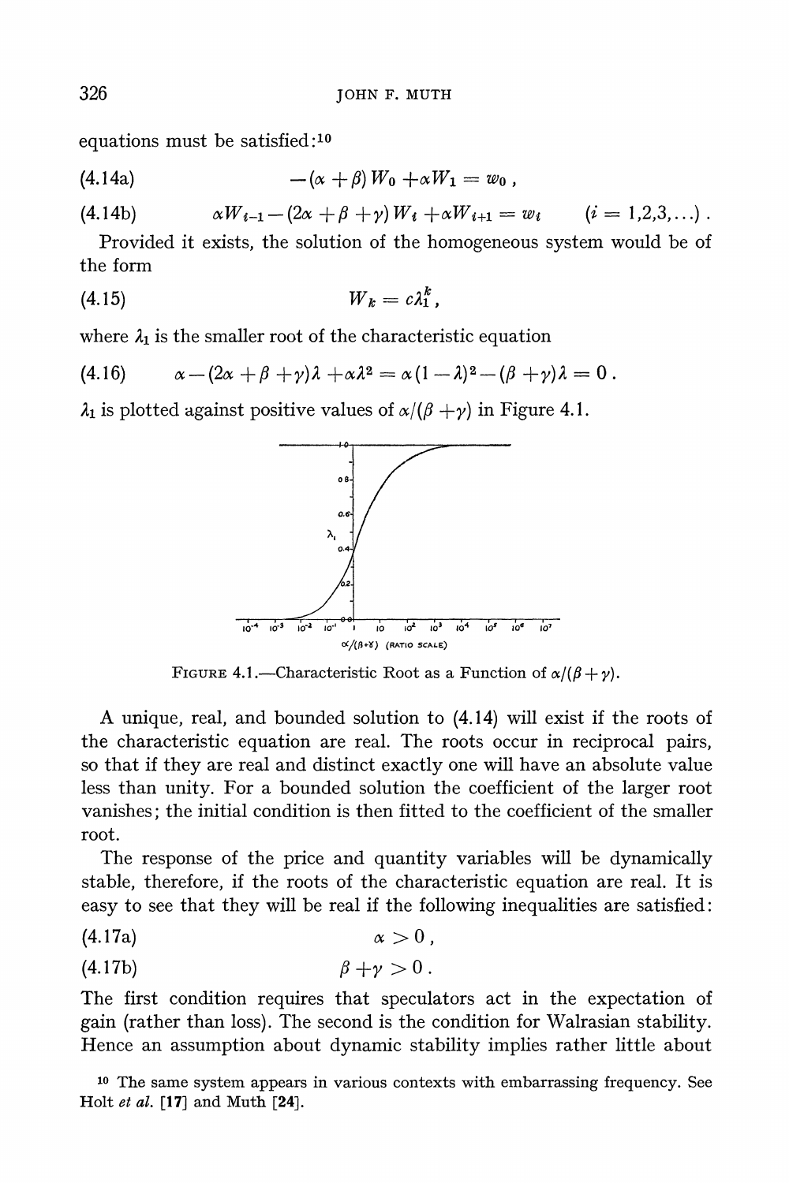equations must be satisfied:[10]

$$-(\alpha+\beta)W_0+\alpha W_1 = w_0\,, \tag{4.14a}$$

$$\alpha W_{i-1}-(2\alpha+\beta+\gamma)W_i+\alpha W_{i+1}=w_i \qquad (i=1,2,3,\ldots)\,. \tag{4.14b}$$

Provided it exists, the solution of the homogeneous system would be of the form

$$W_k = c\lambda_1^k\,, \tag{4.15}$$

where $\lambda_1$ is the smaller root of the characteristic equation

$$\alpha-(2\alpha+\beta+\gamma)\lambda+\alpha\lambda^2=\alpha(1-\lambda)^2-(\beta+\gamma)\lambda=0\,. \tag{4.16}$$

$\lambda_1$ is plotted against positive values of $\alpha/(\beta+\gamma)$ in Figure 4.1.

FIGURE 4.1.—Characteristic Root as a Function of $\alpha/(\beta+\gamma)$.

A unique, real, and bounded solution to (4.14) will exist if the roots of the characteristic equation are real. The roots occur in reciprocal pairs, so that if they are real and distinct exactly one will have an absolute value less than unity. For a bounded solution the coefficient of the larger root vanishes; the initial condition is then fitted to the coefficient of the smaller root.

The response of the price and quantity variables will be dynamically stable, therefore, if the roots of the characteristic equation are real. It is easy to see that they will be real if the following inequalities are satisfied:

$$\alpha > 0\,, \tag{4.17a}$$

$$\beta+\gamma > 0\,. \tag{4.17b}$$

The first condition requires that speculators act in the expectation of gain (rather than loss). The second is the condition for Walrasian stability. Hence an assumption about dynamic stability implies rather little about

[10] The same system appears in various contexts with embarrassing frequency. See Holt *et al.* [**17**] and Muth [**24**].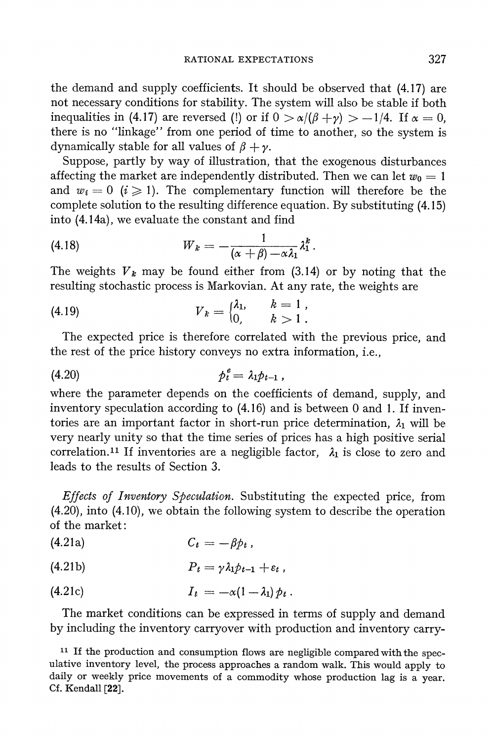the demand and supply coefficients. It should be observed that (4.17) are not necessary conditions for stability. The system will also be stable if both inequalities in (4.17) are reversed (!) or if $0 > \alpha/(\beta + \gamma) > -1/4$. If $\alpha = 0$, there is no "linkage" from one period of time to another, so the system is dynamically stable for all values of $\beta + \gamma$.

Suppose, partly by way of illustration, that the exogenous disturbances affecting the market are independently distributed. Then we can let $w_0 = 1$ and $w_i = 0$ $(i \geqslant 1)$. The complementary function will therefore be the complete solution to the resulting difference equation. By substituting (4.15) into (4.14a), we evaluate the constant and find

$$W_k = -\frac{1}{(\alpha + \beta) - \alpha\lambda_1} \lambda_1^k . \tag{4.18}$$

The weights $V_k$ may be found either from (3.14) or by noting that the resulting stochastic process is Markovian. At any rate, the weights are

$$V_k = \begin{cases} \lambda_1, & k = 1 , \\ 0, & k > 1 . \end{cases} \tag{4.19}$$

The expected price is therefore correlated with the previous price, and the rest of the price history conveys no extra information, i.e.,

$$p_t^e = \lambda_1 p_{t-1} , \tag{4.20}$$

where the parameter depends on the coefficients of demand, supply, and inventory speculation according to (4.16) and is between 0 and 1. If inventories are an important factor in short-run price determination, $\lambda_1$ will be very nearly unity so that the time series of prices has a high positive serial correlation.[11] If inventories are a negligible factor, $\lambda_1$ is close to zero and leads to the results of Section 3.

*Effects of Inventory Speculation.* Substituting the expected price, from (4.20), into (4.10), we obtain the following system to describe the operation of the market:

$$C_t = -\beta p_t , \tag{4.21a}$$

$$P_t = \gamma \lambda_1 p_{t-1} + \varepsilon_t , \tag{4.21b}$$

$$I_t = -\alpha(1 - \lambda_1) p_t . \tag{4.21c}$$

The market conditions can be expressed in terms of supply and demand by including the inventory carryover with production and inventory carry-

[11] If the production and consumption flows are negligible compared with the speculative inventory level, the process approaches a random walk. This would apply to daily or weekly price movements of a commodity whose production lag is a year. Cf. Kendall [**22**].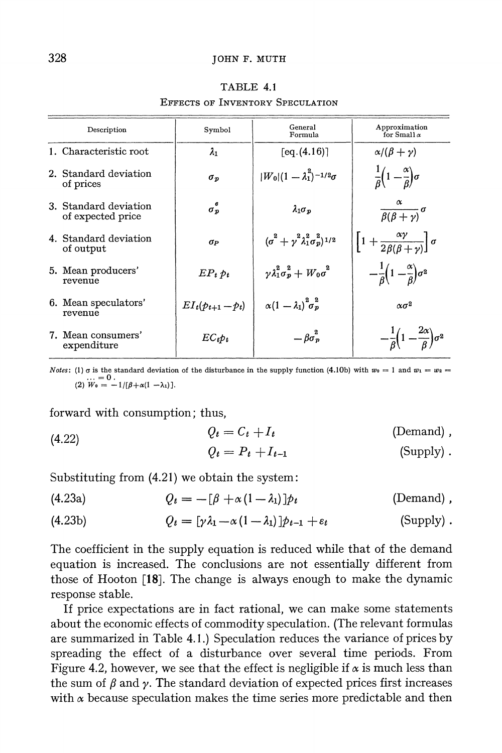TABLE 4.1

EFFECTS OF INVENTORY SPECULATION

| Description | Symbol | General Formula | Approximation for Small $\alpha$ |
|---|---|---|---|
| 1. Characteristic root | $\lambda_1$ | [eq. (4.16)] | $\alpha/(\beta+\gamma)$ |
| 2. Standard deviation of prices | $\sigma_p$ | $\lvert W_0\rvert(1-\lambda_1^2)^{-1/2}\sigma$ | $\frac{1}{\beta}\left(1-\frac{\alpha}{\beta}\right)\sigma$ |
| 3. Standard deviation of expected price | $\sigma_p^e$ | $\lambda_1\sigma_p$ | $\frac{\alpha}{\beta(\beta+\gamma)}\sigma$ |
| 4. Standard deviation of output | $\sigma_P$ | $(\sigma^2+\gamma^2\lambda_1^2\sigma_p^2)^{1/2}$ | $\left[1+\frac{\alpha\gamma}{2\beta(\beta+\gamma)}\right]\sigma$ |
| 5. Mean producers' revenue | $EP_t p_t$ | $\gamma\lambda_1^2\sigma_p^2+W_0\sigma^2$ | $-\frac{1}{\beta}\left(1-\frac{\alpha}{\beta}\right)\sigma^2$ |
| 6. Mean speculators' revenue | $EI_t(p_{t+1}-p_t)$ | $\alpha(1-\lambda_1)^2\sigma_p^2$ | $\alpha\sigma^2$ |
| 7. Mean consumers' expenditure | $EC_t p_t$ | $-\beta\sigma_p^2$ | $-\frac{1}{\beta}\left(1-\frac{2\alpha}{\beta}\right)\sigma^2$ |

*Notes:* (1) $\sigma$ is the standard deviation of the disturbance in the supply function (4.10b) with $w_0 = 1$ and $w_1 = w_2 = \dots = 0$.
(2) $W_0 = -1/[\beta+\alpha(1-\lambda_1)]$.

forward with consumption; thus,

$$
\begin{aligned}
Q_t &= C_t + I_t && \text{(Demand)}, \\
Q_t &= P_t + I_{t-1} && \text{(Supply)}.
\end{aligned} \tag{4.22}
$$

Substituting from (4.21) we obtain the system:

$$Q_t = -[\beta + \alpha(1-\lambda_1)]p_t \quad \text{(Demand)}, \tag{4.23a}$$

$$Q_t = [\gamma\lambda_1 - \alpha(1-\lambda_1)]p_{t-1} + \varepsilon_t \quad \text{(Supply)}. \tag{4.23b}$$

The coefficient in the supply equation is reduced while that of the demand equation is increased. The conclusions are not essentially different from those of Hooton [18]. The change is always enough to make the dynamic response stable.

If price expectations are in fact rational, we can make some statements about the economic effects of commodity speculation. (The relevant formulas are summarized in Table 4.1.) Speculation reduces the variance of prices by spreading the effect of a disturbance over several time periods. From Figure 4.2, however, we see that the effect is negligible if $\alpha$ is much less than the sum of $\beta$ and $\gamma$. The standard deviation of expected prices first increases with $\alpha$ because speculation makes the time series more predictable and then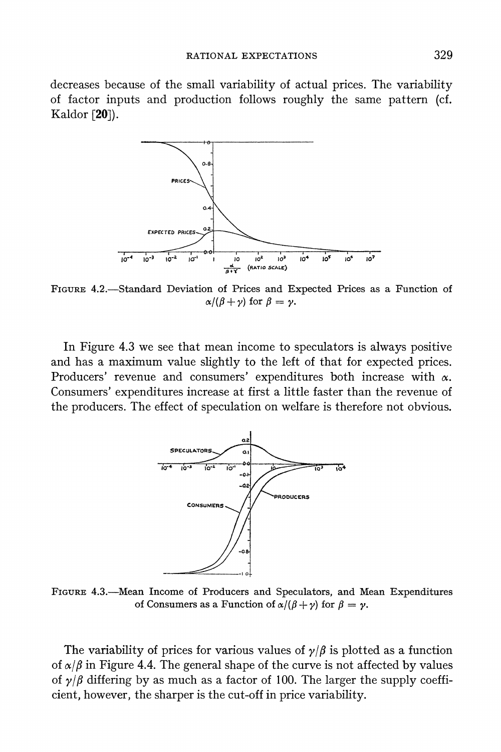decreases because of the small variability of actual prices. The variability of factor inputs and production follows roughly the same pattern (cf. Kaldor [**20**]).

FIGURE 4.2.—Standard Deviation of Prices and Expected Prices as a Function of $\alpha/(\beta+\gamma)$ for $\beta = \gamma$.

In Figure 4.3 we see that mean income to speculators is always positive and has a maximum value slightly to the left of that for expected prices. Producers' revenue and consumers' expenditures both increase with $\alpha$. Consumers' expenditures increase at first a little faster than the revenue of the producers. The effect of speculation on welfare is therefore not obvious.

FIGURE 4.3.—Mean Income of Producers and Speculators, and Mean Expenditures of Consumers as a Function of $\alpha/(\beta+\gamma)$ for $\beta = \gamma$.

The variability of prices for various values of $\gamma/\beta$ is plotted as a function of $\alpha/\beta$ in Figure 4.4. The general shape of the curve is not affected by values of $\gamma/\beta$ differing by as much as a factor of 100. The larger the supply coefficient, however, the sharper is the cut-off in price variability.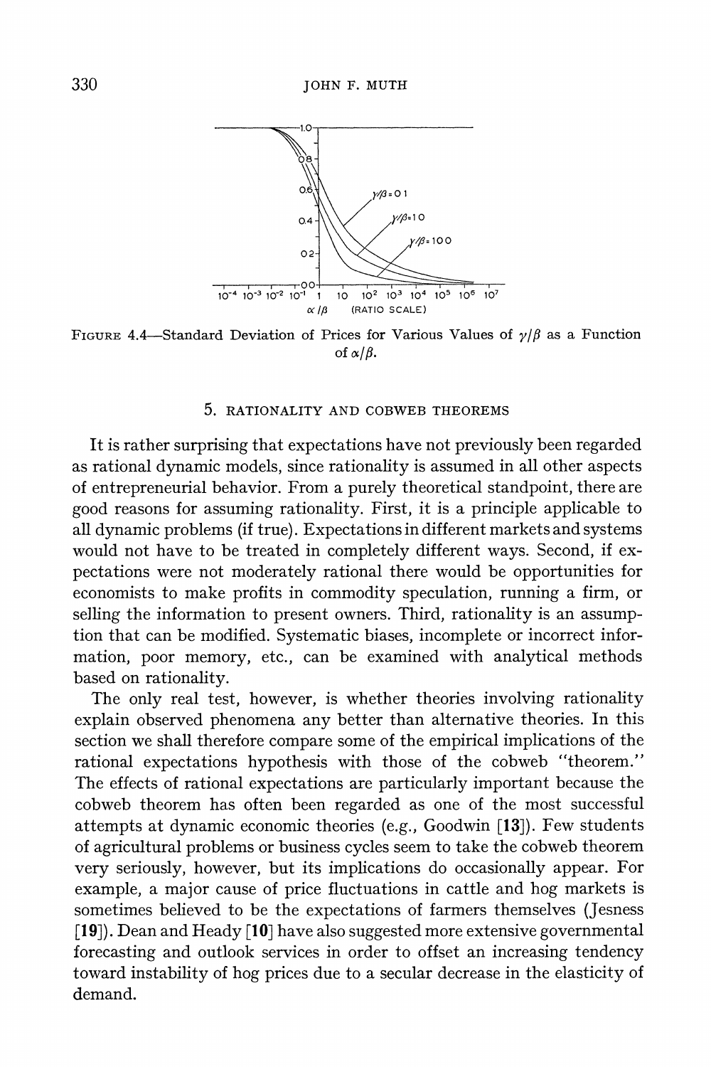1.0
0.8
0.6
0.4
0.2
0.0
$\gamma/\beta = 0.1$
$\gamma/\beta = 1.0$
$\gamma/\beta = 10.0$
$10^{-4}$ $10^{-3}$ $10^{-2}$ $10^{-1}$ 1 10 $10^{2}$ $10^{3}$ $10^{4}$ $10^{5}$ $10^{6}$ $10^{7}$
$\alpha/\beta$ (RATIO SCALE)

FIGURE 4.4—Standard Deviation of Prices for Various Values of $\gamma/\beta$ as a Function of $\alpha/\beta$.

## 5. RATIONALITY AND COBWEB THEOREMS

It is rather surprising that expectations have not previously been regarded as rational dynamic models, since rationality is assumed in all other aspects of entrepreneurial behavior. From a purely theoretical standpoint, there are good reasons for assuming rationality. First, it is a principle applicable to all dynamic problems (if true). Expectations in different markets and systems would not have to be treated in completely different ways. Second, if expectations were not moderately rational there would be opportunities for economists to make profits in commodity speculation, running a firm, or selling the information to present owners. Third, rationality is an assumption that can be modified. Systematic biases, incomplete or incorrect information, poor memory, etc., can be examined with analytical methods based on rationality.

The only real test, however, is whether theories involving rationality explain observed phenomena any better than alternative theories. In this section we shall therefore compare some of the empirical implications of the rational expectations hypothesis with those of the cobweb "theorem." The effects of rational expectations are particularly important because the cobweb theorem has often been regarded as one of the most successful attempts at dynamic economic theories (e.g., Goodwin [**13**]). Few students of agricultural problems or business cycles seem to take the cobweb theorem very seriously, however, but its implications do occasionally appear. For example, a major cause of price fluctuations in cattle and hog markets is sometimes believed to be the expectations of farmers themselves (Jesness [**19**]). Dean and Heady [**10**] have also suggested more extensive governmental forecasting and outlook services in order to offset an increasing tendency toward instability of hog prices due to a secular decrease in the elasticity of demand.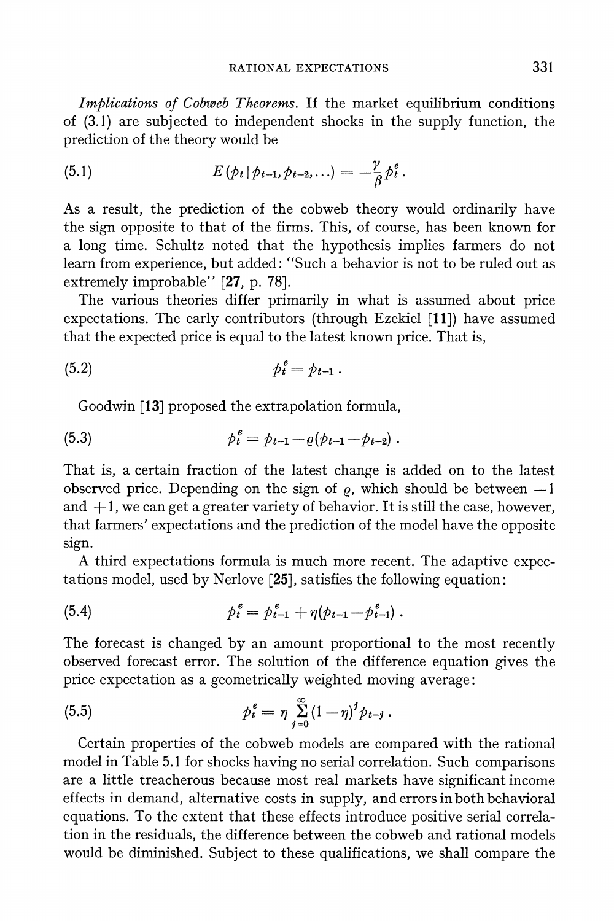*Implications of Cobweb Theorems.* If the market equilibrium conditions of (3.1) are subjected to independent shocks in the supply function, the prediction of the theory would be

$$E(p_t \mid p_{t-1}, p_{t-2}, \ldots) = -\frac{\gamma}{\beta} p_t^e. \tag{5.1}$$

As a result, the prediction of the cobweb theory would ordinarily have the sign opposite to that of the firms. This, of course, has been known for a long time. Schultz noted that the hypothesis implies farmers do not learn from experience, but added: "Such a behavior is not to be ruled out as extremely improbable" [**27**, p. 78].

The various theories differ primarily in what is assumed about price expectations. The early contributors (through Ezekiel [**11**]) have assumed that the expected price is equal to the latest known price. That is,

$$p_t^e = p_{t-1}. \tag{5.2}$$

Goodwin [**13**] proposed the extrapolation formula,

$$p_t^e = p_{t-1} - \varrho(p_{t-1} - p_{t-2}). \tag{5.3}$$

That is, a certain fraction of the latest change is added on to the latest observed price. Depending on the sign of $\varrho$, which should be between $-1$ and $+1$, we can get a greater variety of behavior. It is still the case, however, that farmers' expectations and the prediction of the model have the opposite sign.

A third expectations formula is much more recent. The adaptive expectations model, used by Nerlove [**25**], satisfies the following equation:

$$p_t^e = p_{t-1}^e + \eta(p_{t-1} - p_{t-1}^e). \tag{5.4}$$

The forecast is changed by an amount proportional to the most recently observed forecast error. The solution of the difference equation gives the price expectation as a geometrically weighted moving average:

$$p_t^e = \eta \sum_{j=0}^{\infty} (1-\eta)^j p_{t-j}. \tag{5.5}$$

Certain properties of the cobweb models are compared with the rational model in Table 5.1 for shocks having no serial correlation. Such comparisons are a little treacherous because most real markets have significant income effects in demand, alternative costs in supply, and errors in both behavioral equations. To the extent that these effects introduce positive serial correlation in the residuals, the difference between the cobweb and rational models would be diminished. Subject to these qualifications, we shall compare the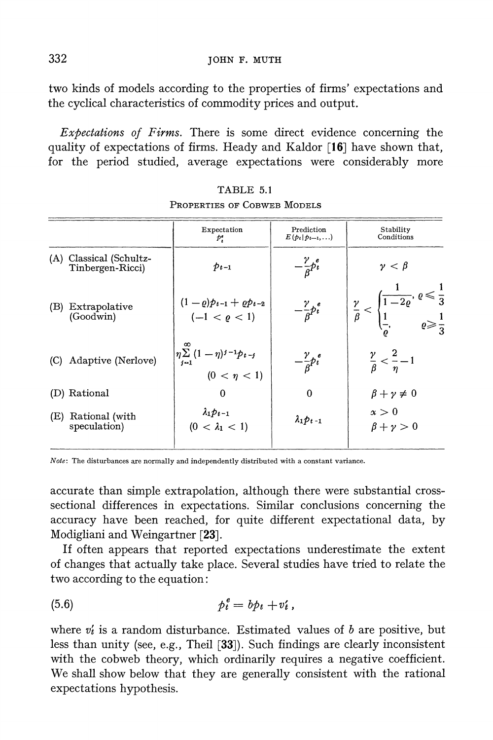two kinds of models according to the properties of firms' expectations and the cyclical characteristics of commodity prices and output.

*Expectations of Firms.* There is some direct evidence concerning the quality of expectations of firms. Heady and Kaldor [**16**] have shown that, for the period studied, average expectations were considerably more accurate than simple extrapolation, although there were substantial cross-sectional differences in expectations. Similar conclusions concerning the accuracy have been reached, for quite different expectational data, by Modigliani and Weingartner [**23**].

TABLE 5.1

PROPERTIES OF COBWEB MODELS

| | Expectation $p_t^e$ | Prediction $E(p_t \mid p_{t-1}, \ldots)$ | Stability Conditions |
|---|---|---|---|
| (A) Classical (Schultz-Tinbergen-Ricci) | $p_{t-1}$ | $-\frac{\gamma}{\beta} p_t^e$ | $\gamma < \beta$ |
| (B) Extrapolative (Goodwin) | $(1-\varrho)p_{t-1} + \varrho p_{t-2}$ $(-1 < \varrho < 1)$ | $-\frac{\gamma}{\beta} p_t^e$ | $\frac{\gamma}{\beta} < \begin{cases} \frac{1}{1-2\varrho}, & \varrho \leqslant \frac{1}{3} \\ \frac{1}{\varrho}, & \varrho \geqslant \frac{1}{3} \end{cases}$ |
| (C) Adaptive (Nerlove) | $\eta \sum_{j=1}^{\infty} (1-\eta)^{j-1} p_{t-j}$ $(0 < \eta < 1)$ | $-\frac{\gamma}{\beta} p_t^e$ | $\frac{\gamma}{\beta} < \frac{2}{\eta} - 1$ |
| (D) Rational | 0 | 0 | $\beta + \gamma \neq 0$ |
| (E) Rational (with speculation) | $\lambda_1 p_{t-1}$ $(0 < \lambda_1 < 1)$ | $\lambda_1 p_{t-1}$ | $\alpha > 0$ $\beta + \gamma > 0$ |

*Note*: The disturbances are normally and independently distributed with a constant variance.

If often appears that reported expectations underestimate the extent of changes that actually take place. Several studies have tried to relate the two according to the equation:

$$p_t^e = b p_t + v_t', \tag{5.6}$$

where $v_t'$ is a random disturbance. Estimated values of $b$ are positive, but less than unity (see, e.g., Theil [**33**]). Such findings are clearly inconsistent with the cobweb theory, which ordinarily requires a negative coefficient. We shall show below that they are generally consistent with the rational expectations hypothesis.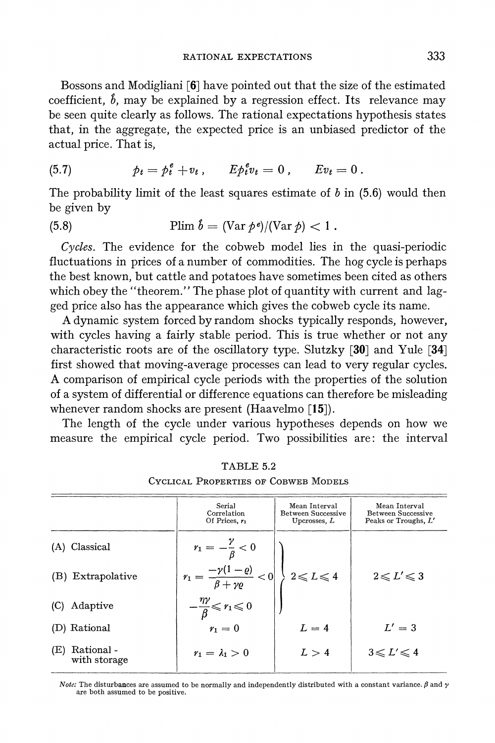Bossons and Modigliani [6] have pointed out that the size of the estimated coefficient, $\hat{b}$, may be explained by a regression effect. Its relevance may be seen quite clearly as follows. The rational expectations hypothesis states that, in the aggregate, the expected price is an unbiased predictor of the actual price. That is,

$$(5.7) \qquad p_t = p_t^e + v_t\,, \qquad E p_t^e v_t = 0\,, \qquad E v_t = 0\,.$$

The probability limit of the least squares estimate of $b$ in (5.6) would then be given by

$$(5.8) \qquad \text{Plim}\, \hat{b} = (\text{Var}\, p^e)/(\text{Var}\, p) < 1\,.$$

*Cycles.* The evidence for the cobweb model lies in the quasi-periodic fluctuations in prices of a number of commodities. The hog cycle is perhaps the best known, but cattle and potatoes have sometimes been cited as others which obey the "theorem." The phase plot of quantity with current and lagged price also has the appearance which gives the cobweb cycle its name.

A dynamic system forced by random shocks typically responds, however, with cycles having a fairly stable period. This is true whether or not any characteristic roots are of the oscillatory type. Slutzky [**30**] and Yule [**34**] first showed that moving-average processes can lead to very regular cycles. A comparison of empirical cycle periods with the properties of the solution of a system of differential or difference equations can therefore be misleading whenever random shocks are present (Haavelmo [**15**]).

The length of the cycle under various hypotheses depends on how we measure the empirical cycle period. Two possibilities are: the interval

TABLE 5.2

CYCLICAL PROPERTIES OF COBWEB MODELS

| | Serial Correlation Of Prices, $r_1$ | Mean Interval Between Successive Upcrosses, $L$ | Mean Interval Between Successive Peaks or Troughs, $L'$ |
|---|---|---|---|
| (A) Classical | $r_1 = -\frac{\gamma}{\beta} < 0$ | $2 \leqslant L \leqslant 4$ | $2 \leqslant L' \leqslant 3$ |
| (B) Extrapolative | $r_1 = \frac{-\gamma(1-\varrho)}{\beta + \gamma\varrho} < 0$ | | |
| (C) Adaptive | $-\frac{\eta\gamma}{\beta} \leqslant r_1 \leqslant 0$ | | |
| (D) Rational | $r_1 = 0$ | $L = 4$ | $L' = 3$ |
| (E) Rational - with storage | $r_1 = \lambda_1 > 0$ | $L > 4$ | $3 \leqslant L' \leqslant 4$ |

*Note:* The disturbances are assumed to be normally and independently distributed with a constant variance. $\beta$ and $\gamma$ are both assumed to be positive.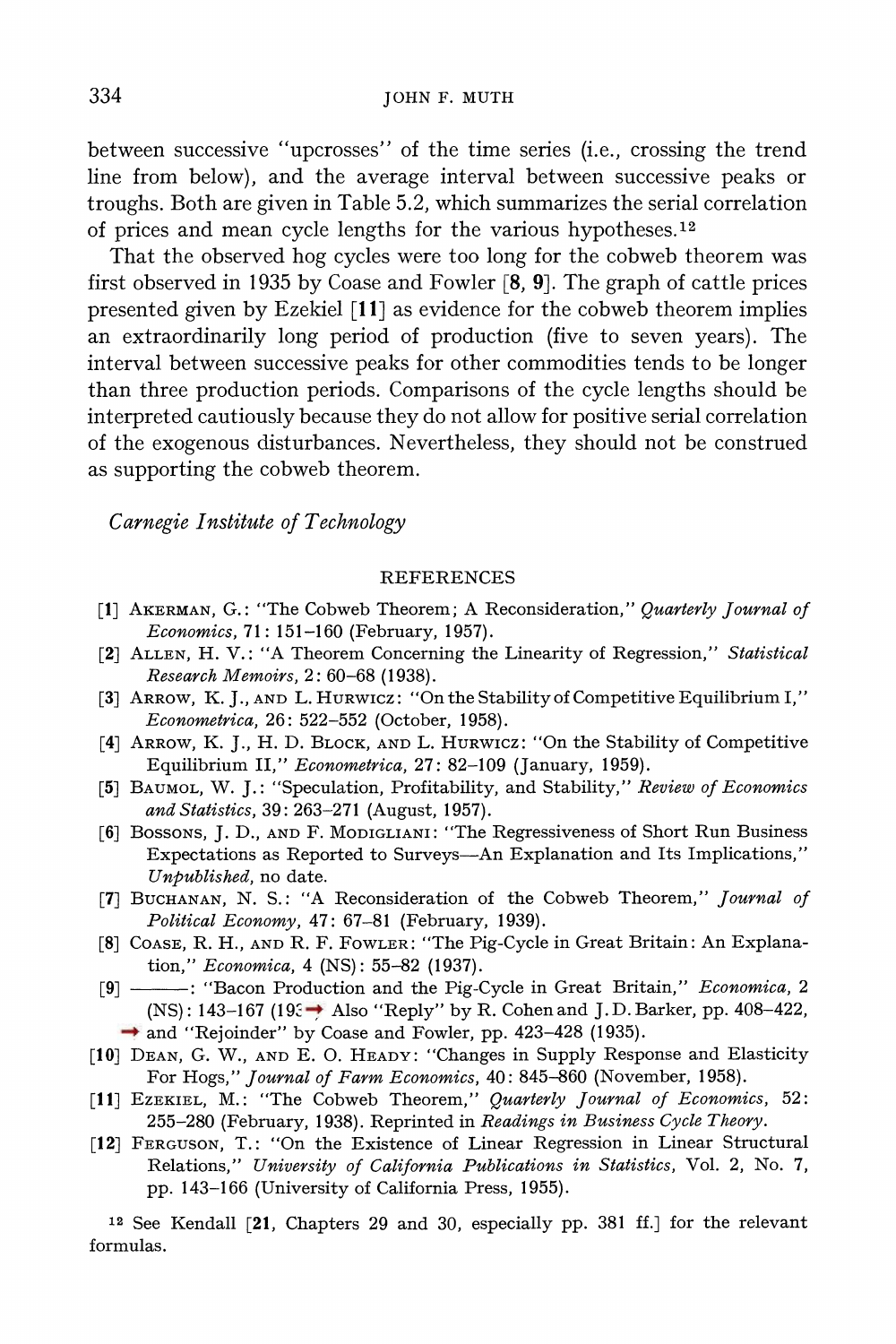between successive "upcrosses" of the time series (i.e., crossing the trend line from below), and the average interval between successive peaks or troughs. Both are given in Table 5.2, which summarizes the serial correlation of prices and mean cycle lengths for the various hypotheses.[12]

That the observed hog cycles were too long for the cobweb theorem was first observed in 1935 by Coase and Fowler [8, 9]. The graph of cattle prices presented given by Ezekiel [11] as evidence for the cobweb theorem implies an extraordinarily long period of production (five to seven years). The interval between successive peaks for other commodities tends to be longer than three production periods. Comparisons of the cycle lengths should be interpreted cautiously because they do not allow for positive serial correlation of the exogenous disturbances. Nevertheless, they should not be construed as supporting the cobweb theorem.

*Carnegie Institute of Technology*

## REFERENCES

[1] Akerman, G.: "The Cobweb Theorem; A Reconsideration," *Quarterly Journal of Economics*, 71: 151–160 (February, 1957).

[2] Allen, H. V.: "A Theorem Concerning the Linearity of Regression," *Statistical Research Memoirs*, 2: 60–68 (1938).

[3] Arrow, K. J., and L. Hurwicz: "On the Stability of Competitive Equilibrium I," *Econometrica*, 26: 522–552 (October, 1958).

[4] Arrow, K. J., H. D. Block, and L. Hurwicz: "On the Stability of Competitive Equilibrium II," *Econometrica*, 27: 82–109 (January, 1959).

[5] Baumol, W. J.: "Speculation, Profitability, and Stability," *Review of Economics and Statistics*, 39: 263–271 (August, 1957).

[6] Bossons, J. D., and F. Modigliani: "The Regressiveness of Short Run Business Expectations as Reported to Surveys—An Explanation and Its Implications," *Unpublished*, no date.

[7] Buchanan, N. S.: "A Reconsideration of the Cobweb Theorem," *Journal of Political Economy*, 47: 67–81 (February, 1939).

[8] Coase, R. H., and R. F. Fowler: "The Pig-Cycle in Great Britain: An Explanation," *Economica*, 4 (NS): 55–82 (1937).

[9] ———: "Bacon Production and the Pig-Cycle in Great Britain," *Economica*, 2 (NS): 143–167 (193 Also "Reply" by R. Cohen and J. D. Barker, pp. 408–422, and "Rejoinder" by Coase and Fowler, pp. 423–428 (1935).

[10] Dean, G. W., and E. O. Heady: "Changes in Supply Response and Elasticity For Hogs," *Journal of Farm Economics*, 40: 845–860 (November, 1958).

[11] Ezekiel, M.: "The Cobweb Theorem," *Quarterly Journal of Economics*, 52: 255–280 (February, 1938). Reprinted in *Readings in Business Cycle Theory*.

[12] Ferguson, T.: "On the Existence of Linear Regression in Linear Structural Relations," *University of California Publications in Statistics*, Vol. 2, No. 7, pp. 143–166 (University of California Press, 1955).

[12] See Kendall [21, Chapters 29 and 30, especially pp. 381 ff.] for the relevant formulas.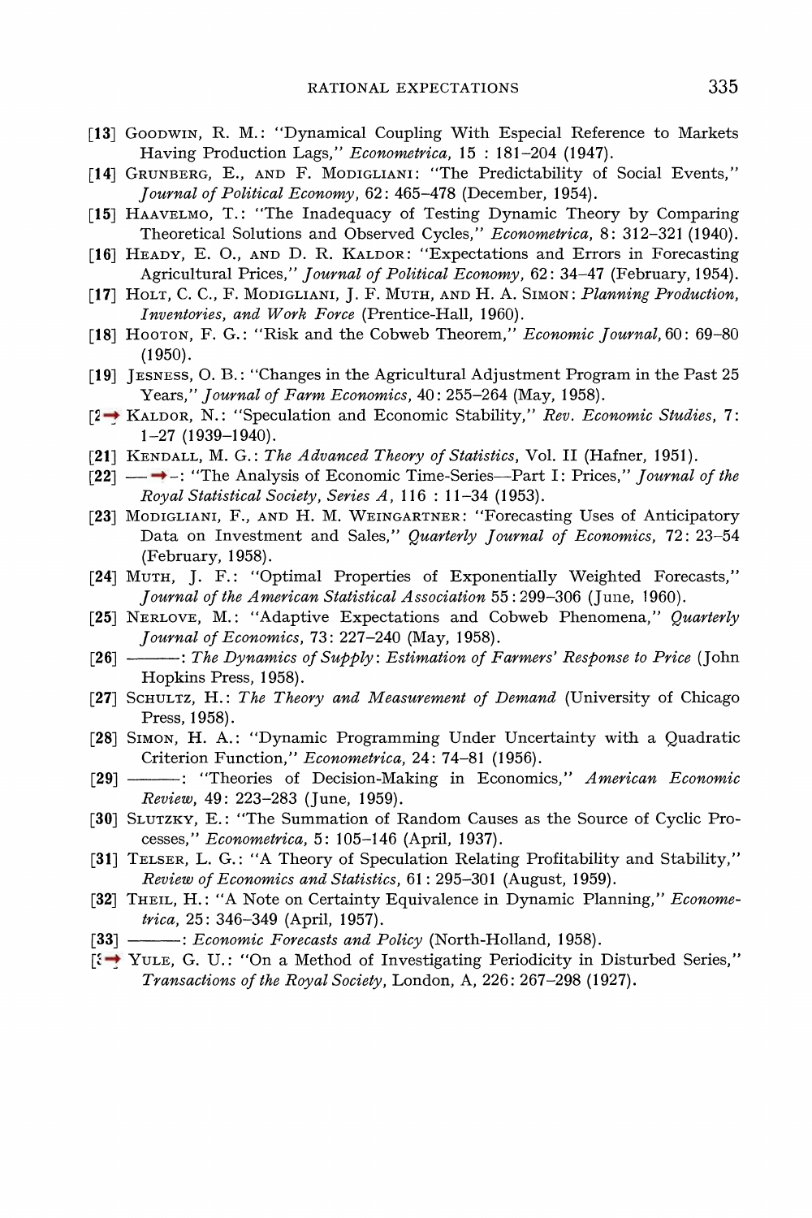[13] Goodwin, R. M.: "Dynamical Coupling With Especial Reference to Markets Having Production Lags," *Econometrica*, 15 : 181–204 (1947).

[14] Grunberg, E., and F. Modigliani: "The Predictability of Social Events," *Journal of Political Economy*, 62: 465–478 (December, 1954).

[15] Haavelmo, T.: "The Inadequacy of Testing Dynamic Theory by Comparing Theoretical Solutions and Observed Cycles," *Econometrica*, 8: 312–321 (1940).

[16] Heady, E. O., and D. R. Kaldor: "Expectations and Errors in Forecasting Agricultural Prices," *Journal of Political Economy*, 62: 34–47 (February, 1954).

[17] Holt, C. C., F. Modigliani, J. F. Muth, and H. A. Simon: *Planning Production, Inventories, and Work Force* (Prentice-Hall, 1960).

[18] Hooton, F. G.: "Risk and the Cobweb Theorem," *Economic Journal*, 60: 69–80 (1950).

[19] Jesness, O. B.: "Changes in the Agricultural Adjustment Program in the Past 25 Years," *Journal of Farm Economics*, 40: 255–264 (May, 1958).

[20] Kaldor, N.: "Speculation and Economic Stability," *Rev. Economic Studies*, 7: 1–27 (1939–1940).

[21] Kendall, M. G.: *The Advanced Theory of Statistics*, Vol. II (Hafner, 1951).

[22] ———: "The Analysis of Economic Time-Series—Part I: Prices," *Journal of the Royal Statistical Society, Series A*, 116 : 11–34 (1953).

[23] Modigliani, F., and H. M. Weingartner: "Forecasting Uses of Anticipatory Data on Investment and Sales," *Quarterly Journal of Economics*, 72: 23–54 (February, 1958).

[24] Muth, J. F.: "Optimal Properties of Exponentially Weighted Forecasts," *Journal of the American Statistical Association* 55 : 299–306 (June, 1960).

[25] Nerlove, M.: "Adaptive Expectations and Cobweb Phenomena," *Quarterly Journal of Economics*, 73: 227–240 (May, 1958).

[26] ———: *The Dynamics of Supply: Estimation of Farmers' Response to Price* (John Hopkins Press, 1958).

[27] Schultz, H.: *The Theory and Measurement of Demand* (University of Chicago Press, 1958).

[28] Simon, H. A.: "Dynamic Programming Under Uncertainty with a Quadratic Criterion Function," *Econometrica*, 24: 74–81 (1956).

[29] ———: "Theories of Decision-Making in Economics," *American Economic Review*, 49: 223–283 (June, 1959).

[30] Slutzky, E.: "The Summation of Random Causes as the Source of Cyclic Processes," *Econometrica*, 5: 105–146 (April, 1937).

[31] Telser, L. G.: "A Theory of Speculation Relating Profitability and Stability," *Review of Economics and Statistics*, 61 : 295–301 (August, 1959).

[32] Theil, H.: "A Note on Certainty Equivalence in Dynamic Planning," *Econometrica*, 25: 346–349 (April, 1957).

[33] ———: *Economic Forecasts and Policy* (North-Holland, 1958).

[34] Yule, G. U.: "On a Method of Investigating Periodicity in Disturbed Series," *Transactions of the Royal Society*, London, A, 226: 267–298 (1927).